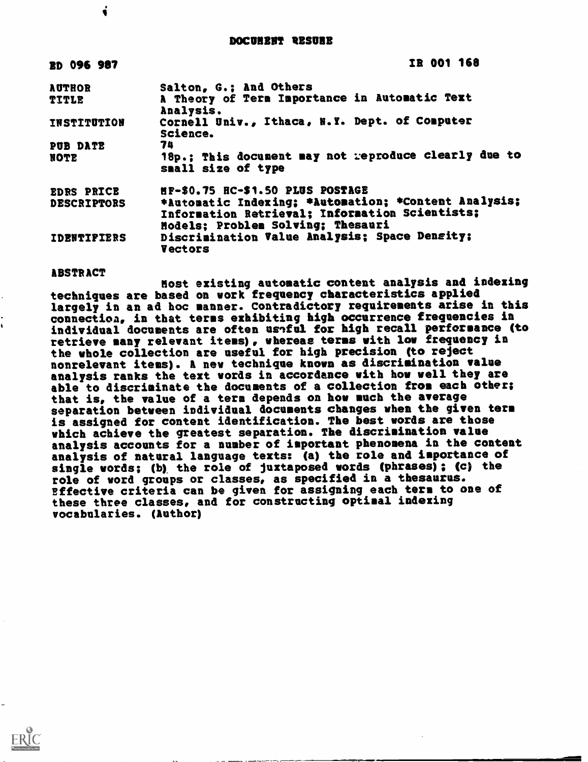# DOCUMENT RESUME

| ED 096 987 | IR 001 168 |
|---|---|
| AUTHOR | Salton, G.; And Others |
| TITLE | A Theory of Term Importance in Automatic Text Analysis. |
| INSTITUTION | Cornell Univ., Ithaca, N.Y. Dept. of Computer Science. |
| PUB DATE | 74 |
| NOTE | 18p.; This document may not reproduce clearly due to small size of type |
| EDRS PRICE | MF-$0.75 HC-$1.50 PLUS POSTAGE |
| DESCRIPTORS | *Automatic Indexing; *Automation; *Content Analysis; Information Retrieval; Information Scientists; Models; Problem Solving; Thesauri |
| IDENTIFIERS | Discrimination Value Analysis; Space Density; Vectors |

## ABSTRACT

Most existing automatic content analysis and indexing techniques are based on work frequency characteristics applied largely in an ad hoc manner. Contradictory requirements arise in this connection, in that terms exhibiting high occurrence frequencies in individual documents are often useful for high recall performance (to retrieve many relevant items), whereas terms with low frequency in the whole collection are useful for high precision (to reject nonrelevant items). A new technique known as discrimination value analysis ranks the text words in accordance with how well they are able to discriminate the documents of a collection from each other; that is, the value of a term depends on how much the average separation between individual documents changes when the given term is assigned for content identification. The best words are those which achieve the greatest separation. The discrimination value analysis accounts for a number of important phenomena in the content analysis of natural language texts: (a) the role and importance of single words; (b) the role of juxtaposed words (phrases); (c) the role of word groups or classes, as specified in a thesaurus. Effective criteria can be given for assigning each term to one of these three classes, and for constructing optimal indexing vocabularies. (Author)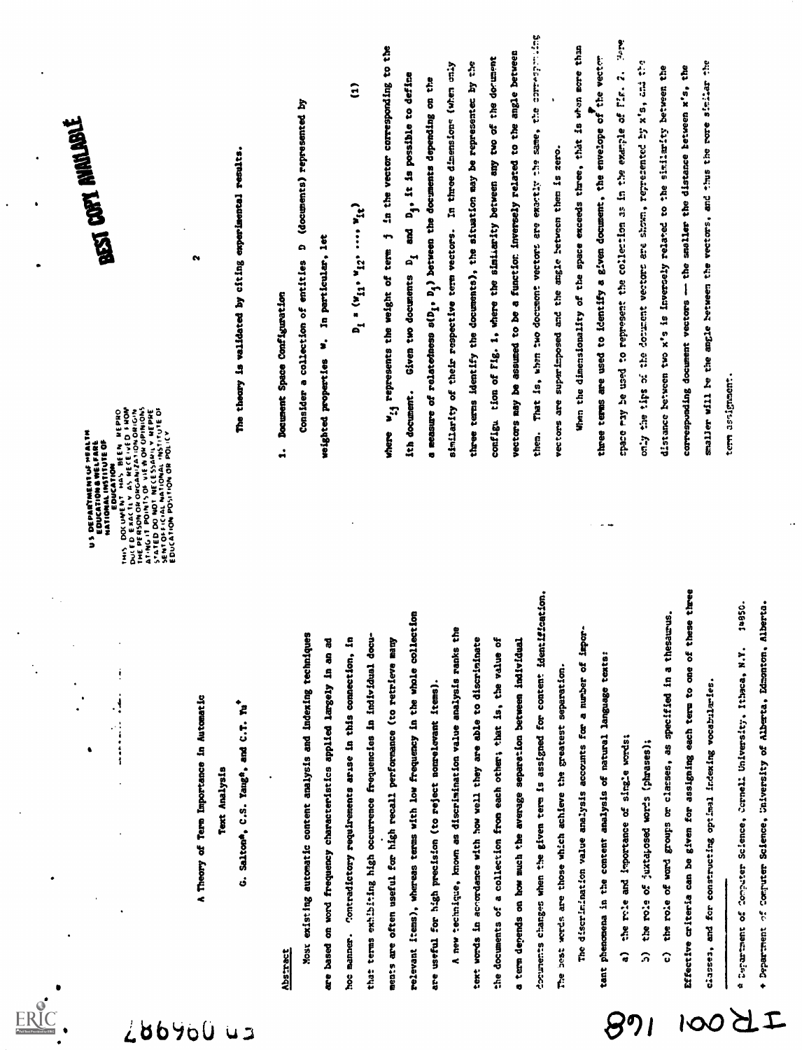# A Theory of Term Importance in Automatic Text Analysis

G. Salton[a], C.S. Yang[a], and C.T. Yu[+]

## Abstract

Most existing automatic content analysis and indexing techniques are based on word frequency characteristics applied largely in an ad hoc manner. Contradictory requirements arise in this connection, in that terms exhibiting high occurrence frequencies in individual documents are often useful for high recall performance (to retrieve many relevant items), whereas terms with low frequency in the whole collection are useful for high precision (to reject nonrelevant items).

A new technique, known as discrimination value analysis ranks the text words in accordance with how well they are able to discriminate the documents of a collection from each other; that is, the value of a term depends on how much the average separation between individual documents changes when the given term is assigned for content identification. The best words are those which achieve the greatest separation.

The discrimination value analysis accounts for a number of important phenomena in the content analysis of natural language texts:

a) the role and importance of single words;

b) the role of juxtaposed words (phrases);

c) the role of word groups or classes, as specified in a thesaurus.

Effective criteria can be given for assigning each term to one of these three classes, and for constructing optimal indexing vocabularies.

The theory is validated by citing experimental results.

## 1. Document Space Configuration

Consider a collection of entities D (documents) represented by weighted properties w. In particular, let

$$D_i = (w_{i1}, w_{i2}, \ldots, w_{it}) \tag{1}$$

where $w_{ij}$ represents the weight of term j in the vector corresponding to the ith document. Given two documents $D_i$ and $D_j$, it is possible to define a measure of relatedness $s(D_i, D_j)$ between the documents depending on the similarity of their respective term vectors. In three dimensions (when only three terms identify the documents), the situation may be represented by the configuration of Fig. 1, where the similarity between any two of the document vectors may be assumed to be a function inversely related to the angle between them. That is, when two document vectors are exactly the same, the corresponding vectors are superimposed and the angle between them is zero.

When the dimensionality of the space exceeds three, that is when more than three terms are used to identify a given document, the envelope of the vector space may be used to represent the collection as in the example of Fig. 2. Here only the tips of the document vectors are shown, represented by x's, and the distance between two x's is inversely related to the similarity between the corresponding document vectors — the smaller the distance between x's, the smaller will be the angle between the vectors, and thus the more similar the term assignment.

---

[a] Department of Computer Science, Cornell University, Ithaca, N.Y. 14850.

[+] Department of Computer Science, University of Alberta, Edmonton, Alberta.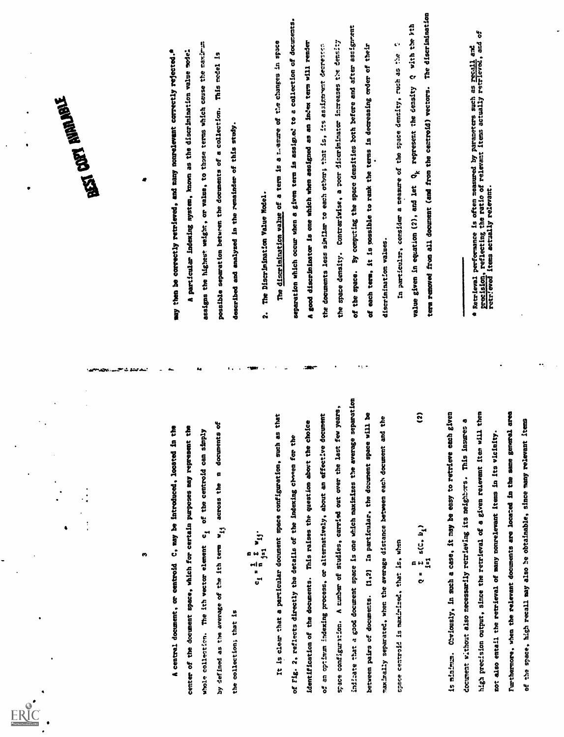A central document, or centroid $C$, may be introduced, located in the center of the document space, which for certain purposes may represent the whole collection. The ith vector element $c_i$ of the centroid can simply by defined as the average of the ith term $w_{ij}$ across the $n$ documents of the collection; that is

$$c_i = \frac{1}{n} \sum_{j=1}^{n} w_{ij}.$$

It is clear that a particular document space configuration, such as that of Fig. 2, reflects directly the details of the indexing chosen for the identification of the documents. This raises the question about the choice of an optimum indexing process, or alternatively, about an effective document space configuration. A number of studies, carried out over the last few years, indicate that a good document space is one which maximizes the average separation between pairs of documents. [1,2] In particular, the document space will be maximally separated, when the average distance between each document and the space centroid is maximized, that is, when

$$Q = \sum_{i=1}^{n} s(C, D_i) \qquad (2)$$

is minimum. Obviously, in such a case, it may be easy to retrieve each given document without also necessarily retrieving its neighbors. This insures a high precision output, since the retrieval of a given relevant item will then not also entail the retrieval of many nonrelevant items in its vicinity. Furthermore, when the relevant documents are located in the same general area of the space, high recall may also be obtainable, since many relevant items may then be correctly retrieved, and many nonrelevant correctly rejected.*

A particular indexing system, known as the discrimination value model, assigns the highest weight, or value, to those terms which cause the maximum possible separation between the documents of a collection. This model is described and analyzed in the remainder of this study.

## 2. The Discrimination Value Model.

The discrimination value of a term is a measure of the changes in space separation which occur when a given term is assigned to a collection of documents. A good discriminator is one which when assigned as an index term will render the documents less similar to each other; that is, its assignment decreases the space density. Contrariwise, a poor discriminator increases the density of the space. By computing the space densities both before and after assignment of each term, it is possible to rank the terms in decreasing order of their discrimination values.

In particular, consider a measure of the space density, such as the $Q$ value given in equation (2), and let $Q_k$ represent the density $Q$ with the kth term removed from all document (and from the centroid) vectors. The discrimination

---

* Retrieval performance is often measured by parameters such as recall and precision, reflecting the ratio of relevant items actually retrieved, and of retrieved items actually relevant.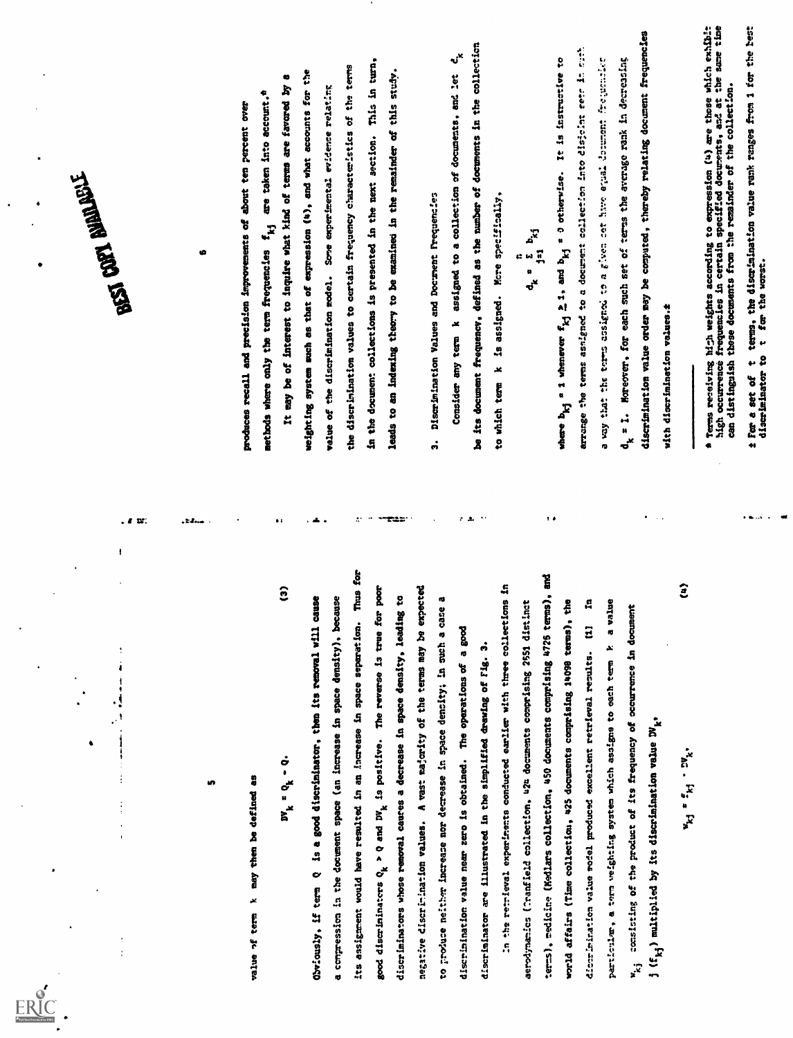value of term k may then be defined as

$$DV_k = Q_k - Q. \tag{3}$$

Obviously, if term Q is a good discriminator, then its removal will cause a compression in the document space (an increase in space density), because its assignment would have resulted in an increase in space separation. Thus for good discriminators $Q_k > Q$ and $DV_k$ is positive. The reverse is true for poor discriminators whose removal causes a decrease in space density, leading to negative discrimination values. A vast majority of the terms may be expected to produce neither increase nor decrease in space density; in such a case a discrimination value near zero is obtained. The operations of a good discriminator are illustrated in the simplified drawing of Fig. 3.

In the retrieval experiments conducted earlier with three collections in aerodynamics (Cranfield collection, 424 documents comprising 2651 distinct terms), medicine (Medlars collection, 450 documents comprising 4726 terms), and world affairs (Time collection, 425 documents comprising 14098 terms), the discrimination value model produced excellent retrieval results. [1] In particular, a term weighting system which assigns to each term k a value $w_{kj}$ consisting of the product of its frequency of occurrence in document $j$ ($f_{kj}$) multiplied by its discrimination value $DV_k$,

$$w_{kj} = f_{kj} \cdot DV_k, \tag{4}$$

produces recall and precision improvements of about ten percent over methods where only the term frequencies $f_{kj}$ are taken into account.*

It may be of interest to inquire what kind of terms are favored by a weighting system such as that of expression (4), and what accounts for the value of the discrimination model. Some experimental evidence relating the discrimination values to certain frequency characteristics of the terms in the document collections is presented in the next section. This in turn, leads to an indexing theory to be examined in the remainder of this study.

## 3. Discrimination Values and Document Frequencies

Consider any term k assigned to a collection of documents, and let $d_k$ be its document frequency, defined as the number of documents in the collection to which term k is assigned. More specifically,

$$d_k = \sum_{j=1}^{n} b_{kj}$$

where $b_{kj} = 1$ whenever $f_{kj} \geq 1$, and $b_{kj} = 0$ otherwise. It is instructive to arrange the terms assigned to a document collection into disjoint sets in such a way that the terms assigned to a given set have equal document frequencies $d_k = 1$. Moreover, for each such set of terms the average rank in decreasing discrimination value order may be computed, thereby relating document frequencies with discrimination values.‡

---

\* Terms receiving high weights according to expression (4) are those which exhibit high occurrence frequencies in certain specified documents, and at the same time can distinguish those documents from the remainder of the collection.

‡ For a set of t terms, the discrimination value rank ranges from 1 for the best discriminator to t for the worst.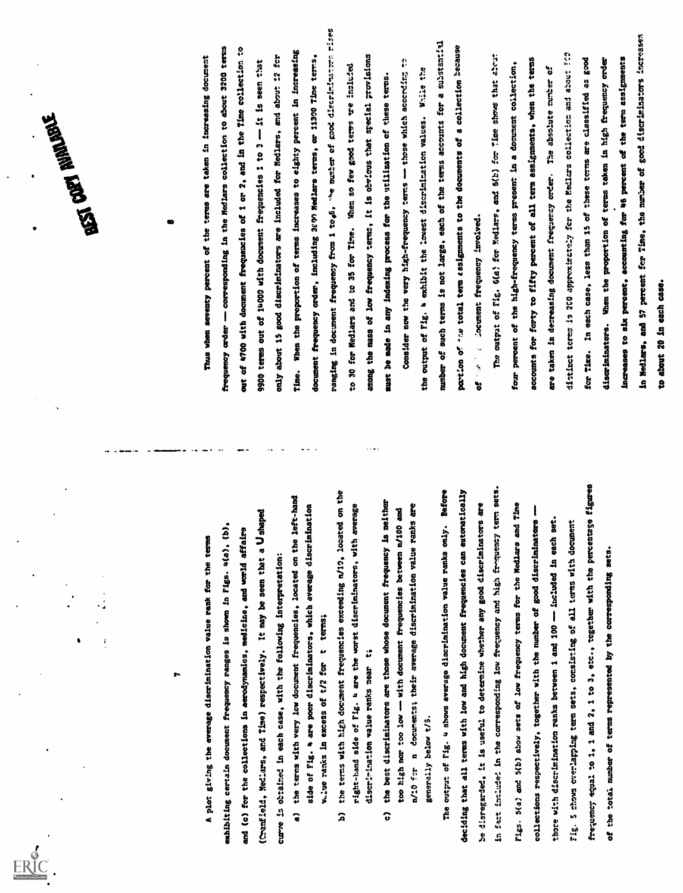A plot giving the average discrimination value rank for the terms exhibiting certain document frequency ranges is shown in Figs. 4(a), (b), and (c) for the collections in aerodynamics, medicine, and world affairs (Cranfield, Medlars, and Time) respectively. It may be seen that a U shaped curve is obtained in each case, with the following interpretation:

a) the terms with very low document frequencies, located on the left-hand side of Fig. 4 are poor discriminators, which average discrimination value ranks in excess of t/2 for t terms;

b) the terms with high document frequencies exceeding n/10, located on the right-hand side of Fig. 4 are the worst discriminators, with average discrimination value ranks near t;

c) the best discriminators are those whose document frequency is neither too high nor too low — with document frequencies between n/100 and n/10 for n documents; their average discrimination value ranks are generally below t/5.

The output of Fig. 4 shows average discrimination value ranks only. Before deciding that all terms with low and high document frequencies can automatically be disregarded, it is useful to determine whether any good discriminators are in fact included in the corresponding low frequency and high frequency term sets. Figs. 5(a) and 5(b) show sets of low frequency terms for the Medlars and Time collections respectively, together with the number of good discriminators — those with discrimination ranks between 1 and 100 — included in each set. Fig. 5 shows overlapping term sets, consisting of all terms with document frequency equal to 1, 1 and 2, 1 to 3, etc., together with the percentage figures of the total number of terms represented by the corresponding sets.

Thus when seventy percent of the terms are taken in increasing document frequency order — corresponding in the Medlars collection to about 3200 terms out of 4700 with document frequencies of 1 or 2, and in the Time collection to 9900 terms out of 14000 with document frequencies 1 to 3 — it is seen that only about 15 good discriminators are included for Medlars, and about 22 for Time. When the proportion of terms increases to eighty percent in increasing document frequency order, including 3800 Medlars terms, or 11300 Time terms, ranging in document frequency from 1 to 6, the number of good discriminators rises to 30 for Medlars and to 35 for Time. When so few good terms are included among the mass of low frequency terms, it is obvious that special provisions must be made in any indexing process for the utilization of these terms.

Consider now the very high-frequency terms — those which according to the output of Fig. 4 exhibit the lowest discrimination values. While the number of such terms is not large, each of the terms accounts for a substantial portion of the total term assignments to the documents of a collection because of the high document frequency involved.

The output of Fig. 6(a) for Medlars, and 6(b) for Time shows that about four percent of the high-frequency terms present in a document collection, accounts for forty to fifty percent of all term assignments, when the terms are taken in decreasing document frequency order. The absolute number of distinct terms is 200 approximately for the Medlars collection and about 500 for Time. In each case, less than 15 of these terms are classified as good discriminators. When the proportion of terms taken in high frequency order increases to six percent, accounting for 46 percent of the term assignments in Medlars, and 57 percent for Time, the number of good discriminators increases to about 20 in each case.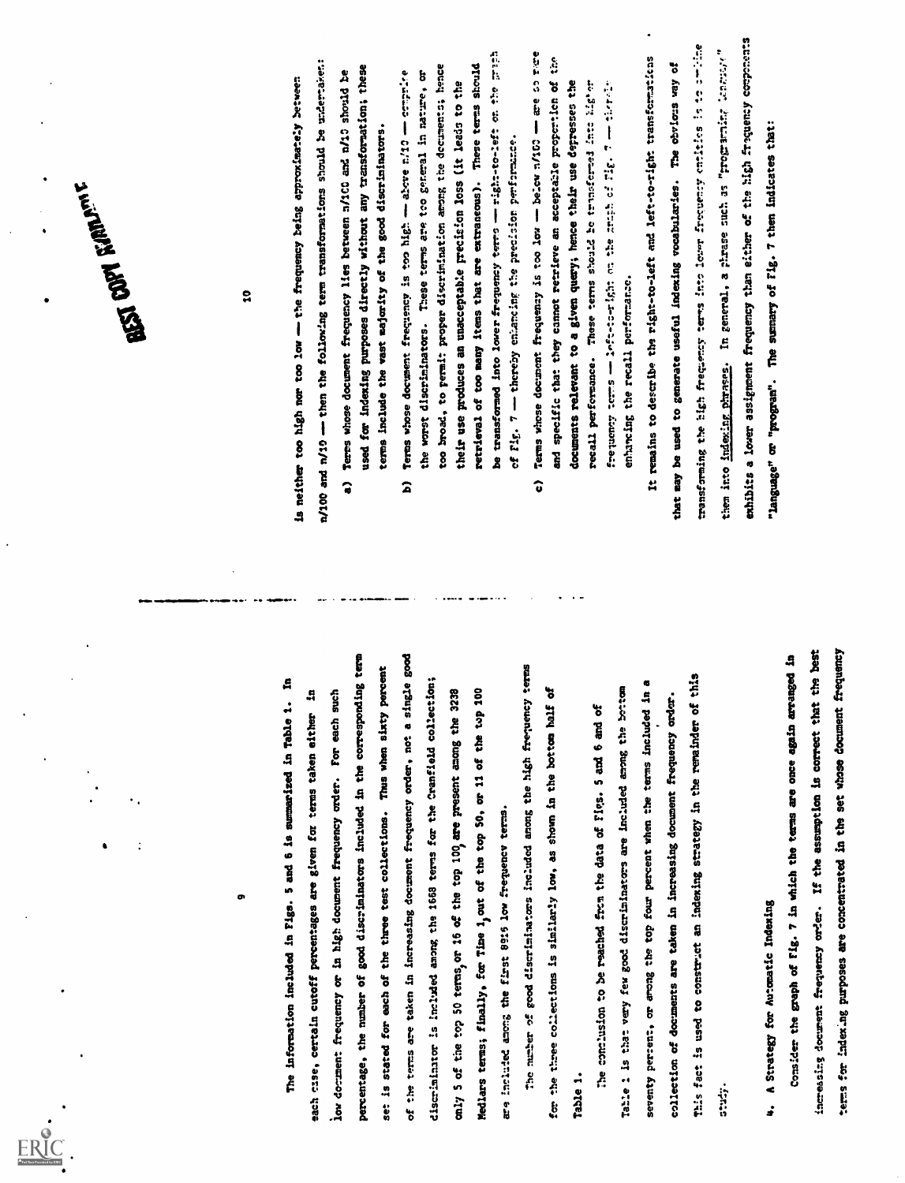The information included in Figs. 5 and 6 is summarized in Table 1. In each case, certain cutoff percentages are given for terms taken either in low document frequency or in high document frequency order. For each such percentage, the number of good discriminators included in the corresponding term set is stated for each of the three test collections. Thus when sixty percent of the terms are taken in increasing document frequency order, not a single good discriminator is included among the 1668 terms for the Cranfield collection; only 5 of the top 50 terms, or 16 of the top 100 are present among the 3238 Medlars terms; finally, for Time 1 out of the top 50, or 11 of the top 100 are included among the first 8915 low frequency terms.

The number of good discriminators included among the high frequency terms for the three collections is similarly low, as shown in the bottom half of Table 1.

The conclusion to be reached from the data of Figs. 5 and 6 and of Table 1 is that very few good discriminators are included among the bottom seventy percent, or among the top four percent when the terms included in a collection of documents are taken in increasing document frequency order. This fact is used to construct an indexing strategy in the remainder of this study.

## 4. A Strategy for Automatic Indexing

Consider the graph of Fig. 7 in which the terms are once again arranged in increasing document frequency order. If the assumption is correct that the best terms for indexing purposes are concentrated in the set whose document frequency is neither too high nor too low — the frequency being approximately between n/100 and n/10 — then the following term transformations should be undertaken:

a) Terms whose document frequency lies between n/100 and n/10 should be used for indexing purposes directly without any transformation; these terms include the vast majority of the good discriminators.

b) Terms whose document frequency is too high — above n/10 — comprise the worst discriminators. These terms are too general in nature, or too broad, to permit proper discrimination among the documents; hence their use produces an unacceptable precision loss (it leads to the retrieval of too many items that are extraneous). These terms should be transformed into lower frequency terms — right-to-left on the graph of Fig. 7 — thereby enhancing the precision performance.

c) Terms whose document frequency is too low — below n/100 — are so rare and specific that they cannot retrieve an acceptable proportion of the documents relevant to a given query; hence their use depresses the recall performance. These terms should be transformed into higher frequency terms — left-to-right on the graph of Fig. 7 — thereby enhancing the recall performance.

It remains to describe the right-to-left and left-to-right transformations that may be used to generate useful indexing vocabularies. The obvious way of transforming the high frequency terms into lower frequency entities is to combine them into indexing phrases. In general, a phrase such as "programming language" exhibits a lower assignment frequency than either of the high frequency components "language" or "program". The summary of Fig. 7 then indicates that: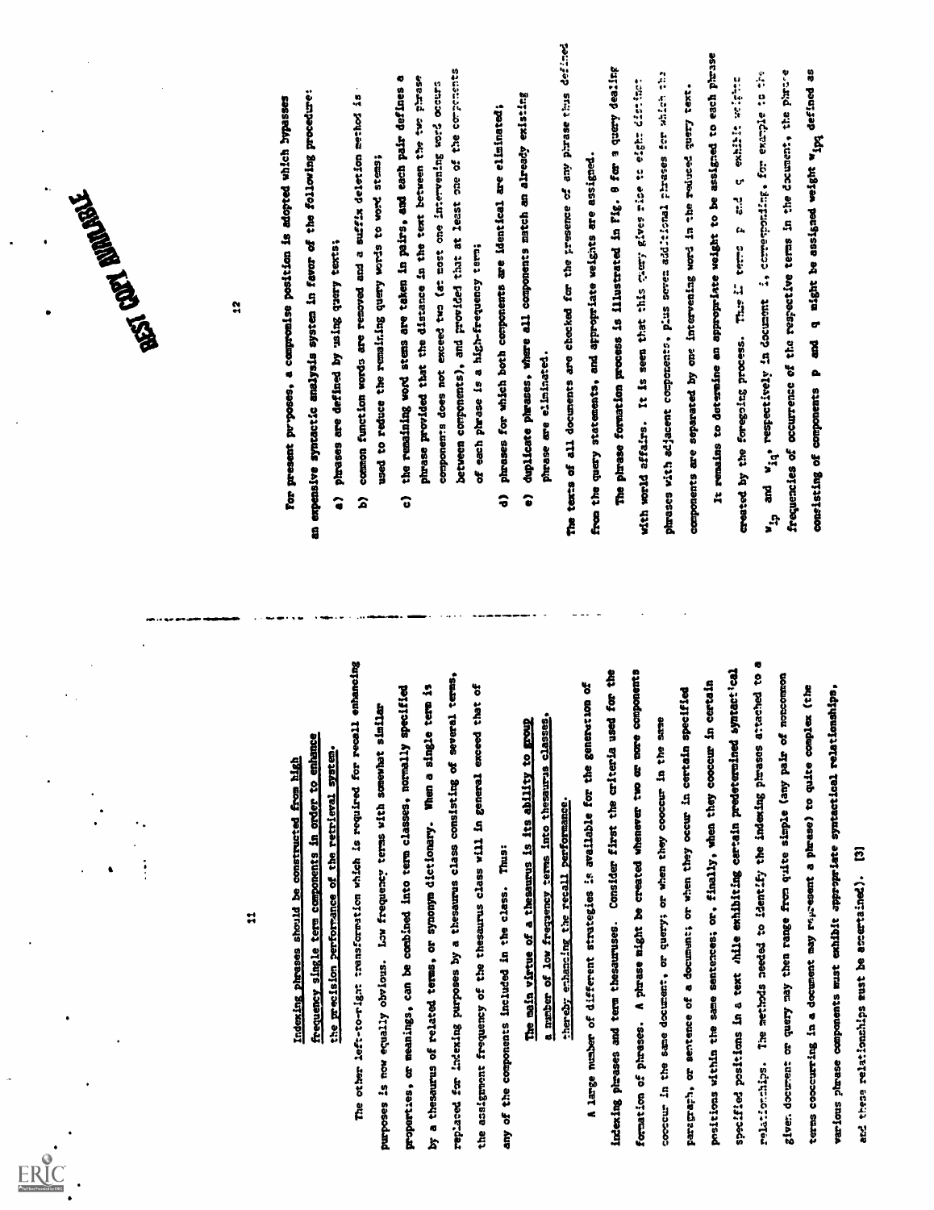Indexing phrases should be constructed from high frequency single term components in order to enhance the precision performance of the retrieval system.

The other left-to-right transformation which is required for recall enhancing purposes is now equally obvious. Low frequency terms with somewhat similar properties, or meanings, can be combined into term classes, normally specified by a thesaurus of related terms, or synonym dictionary. When a single term is replaced for indexing purposes by a thesaurus class consisting of several terms, the assignment frequency of the thesaurus class will in general exceed that of any of the components included in the class. Thus:

The main virtue of a thesaurus is its ability to group a number of low frequency terms into thesaurus classes, thereby enhancing the recall performance.

A large number of different strategies is available for the generation of indexing phrases and term thesauruses. Consider first the criteria used for the formation of phrases. A phrase might be created whenever two or more components cooccur in the same document, or query; or when they cooccur in the same paragraph, or sentence of a document; or when they occur in certain specified positions within the same sentences; or, finally, when they cooccur in certain specified positions in a text while exhibiting certain predetermined syntactical relationships. The methods needed to identify the indexing phrases attached to a given document or query may then range from quite simple (any pair of noncommon terms cooccurring in a document may represent a phrase) to quite complex (the various phrase components must exhibit appropriate syntactical relationships, and these relationships must be ascertained). [3]

For present purposes, a compromise position is adopted which bypasses an expensive syntactic analysis system in favor of the following procedure:

a) phrases are defined by using query texts;

b) common function words are removed and a suffix deletion method is used to reduce the remaining query words to word stems;

c) the remaining word stems are taken in pairs, and each pair defines a phrase provided that the distance in the text between the two phrase components does not exceed two (at most one intervening word occurs between components), and provided that at least one of the components of each phrase is a high-frequency term;

d) phrases for which both components are identical are eliminated;

e) duplicate phrases, where all components match an already existing phrase are eliminated.

The texts of all documents are checked for the presence of any phrase thus defined from the query statements, and appropriate weights are assigned.

The phrase formation process is illustrated in Fig. 8 for a query dealing with world affairs. It is seen that this query gives rise to eight distinct phrases with adjacent components, plus seven additional phrases for which the components are separated by one intervening word in the reduced query text.

It remains to determine an appropriate weight to be assigned to each phrase created by the foregoing process. Thus if terms p and q exhibit weights $w_{ip}$ and $w_{iq}$, respectively in document i, corresponding, for example to the frequencies of occurrence of the respective terms in the document, the phrase consisting of components p and q might be assigned weight $w_{ipq}$ defined as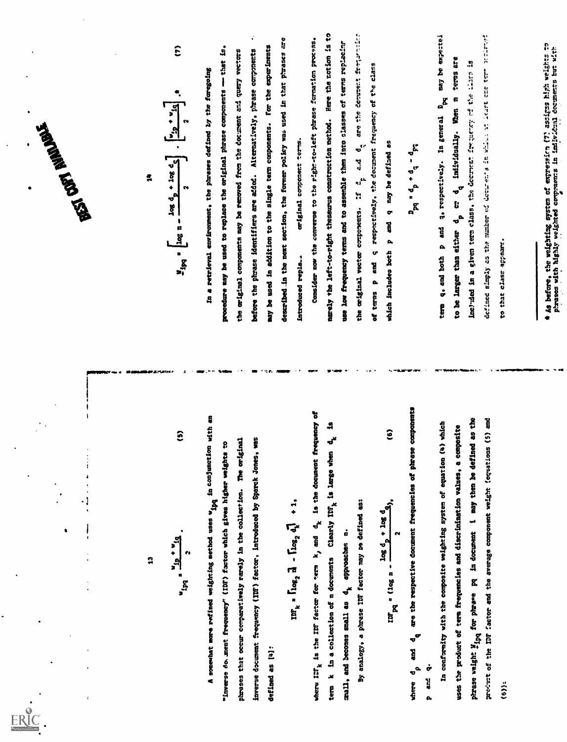$$w_{ipq} = \frac{w_{ip} + w_{iq}}{2}. \tag{5}$$

A somewhat more refined weighting method uses $w_{ipq}$ in conjunction with an "inverse document frequency" (IDF) factor which gives higher weights to phrases that occur comparatively rarely in the collection. The original inverse document frequency (IDF) factor, introduced by Sparck Jones, was defined as [4]:

$$IDF_k = \lceil \log_2 n \rceil - \lceil \log_2 d_k \rceil + 1,$$

where $IDF_k$ is the IDF factor for term $k$, and $d_k$ is the document frequency of term $k$ in a collection of $n$ documents. Clearly $IDF_k$ is large when $d_k$ is small, and becomes small as $d_k$ approaches $n$.

By analogy, a phrase IDF factor may be defined as:

$$IDF_{pq} = (\log n - \frac{\log d_p + \log d_q}{2}), \tag{6}$$

where $d_p$ and $d_q$ are the respective document frequencies of phrase components $p$ and $q$.

In conformity with the composite weighting system of equation (4) which uses the product of term frequencies and discrimination values, a composite phrase weight $W_{ipq}$ for phrase $pq$ in document $i$ may then be defined as the product of the IDF factor and the average component weight (equations (5) and (6)):

$$W_{ipq} = \left[\log n - \frac{\log d_p + \log d_q}{2}\right] \cdot \left[\frac{w_{ip} + w_{iq}}{2}\right].^* \tag{7}$$

In a retrieval environment, the phrases defined by the foregoing procedure may be used to replace the original phrase components — that is, the original components may be removed from the document and query vectors before the phrase identifiers are added. Alternatively, phrase components may be used in addition to the single term components. For the experiments described in the next section, the former policy was used in that phrases are introduced repla... original component terms.

Consider now the converse to the right-to-left phrase formation process, namely the left-to-right thesaurus construction method. Here the notion is to use low frequency terms and to assemble them into classes of terms replacing the original vector components. If $d_p$ and $d_q$ are the document frequencies of terms $p$ and $q$ respectively, the document frequency of the class which includes both $p$ and $q$ may be defined as

$$D_{pq} = d_p + d_q - d_{pq}$$

term $q$, and both $p$ and $q$, respectively. In general $D_{pq}$ may be expected to be larger than either $d_p$ or $d_q$ individually. When $m$ terms are included in a given term class, the document frequency of the class is defined simply as the number of documents in which at least one term included to that class appears.

---

\* As before, the weighting system of expression (7) assigns high weights to phrases with highly weighted components in individual documents but with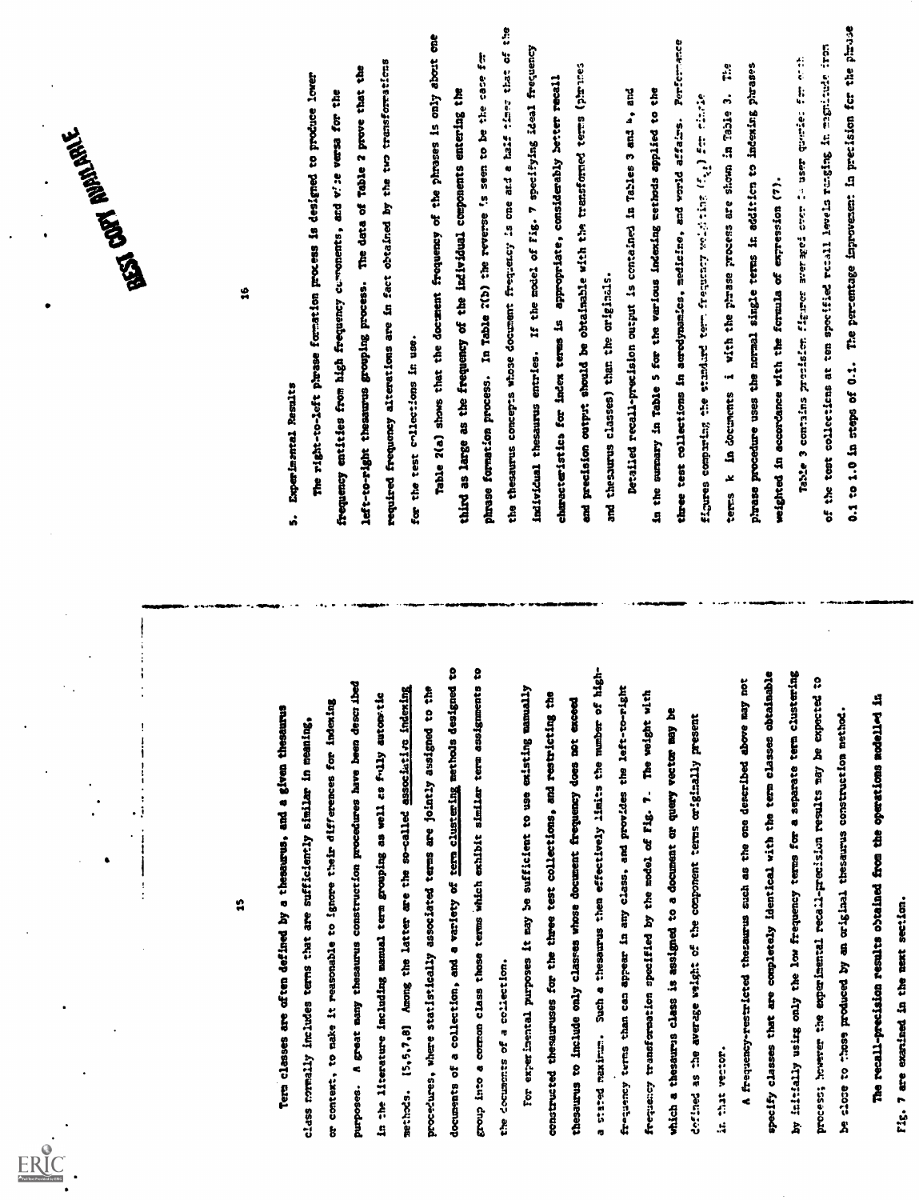Term classes are often defined by a thesaurus, and a given thesaurus class normally includes terms that are sufficiently similar in meaning, or context, to make it reasonable to ignore their differences for indexing purposes. A great many thesaurus construction procedures have been described in the literature including manual term grouping as well as fully automatic methods. [5,6,7,8] Among the latter are the so-called associative indexing procedures, where statistically associated terms are jointly assigned to the documents of a collection, and a variety of term clustering methods designed to group into a common class those terms which exhibit similar term assignments to the documents of a collection.

For experimental purposes it may be sufficient to use existing manually constructed thesauruses for the three test collections, and restricting the thesaurus to include only classes whose document frequency does not exceed a stated maximum. Such a thesaurus then effectively limits the number of high-frequency terms than can appear in any class, and provides the left-to-right frequency transformation specified by the model of Fig. 7. The weight with which a thesaurus class is assigned to a document or query vector may be defined as the average weight of the component terms originally present in that vector.

A frequency-restricted thesaurus such as the one described above may not specify classes that are completely identical with the term classes obtainable by initially using only the low frequency terms for a separate term clustering process; however the experimental recall-precision results may be expected to be close to those produced by an original thesaurus construction method.

The recall-precision results obtained from the operations modelled in Fig. 7 are examined in the next section.

## 5. Experimental Results

The right-to-left phrase formation process is designed to produce lower frequency entities from high frequency components, and vice versa for the left-to-right thesaurus grouping process. The data of Table 2 prove that the required frequency alterations are in fact obtained by the two transformations for the test collections in use.

Table 2(a) shows that the document frequency of the phrases is only about one third as large as the frequency of the individual components entering the phrase formation process. In Table 2(b) the reverse is seen to be the case for the thesaurus concepts whose document frequency is one and a half times that of the individual thesaurus entries. If the model of Fig. 7 specifying ideal frequency characteristics for index terms is appropriate, considerably better recall and precision output should be obtainable with the transformed terms (phrases and thesaurus classes) than the originals.

Detailed recall-precision output is contained in Tables 3 and 4, and in the summary in Table 5 for the various indexing methods applied to the three test collections in aerodynamics, medicine, and world affairs. Performance figures comparing the standard term frequency weighting ($f_{ki}$) for single terms $k$ in documents $i$ with the phrase process are shown in Table 3. The phrase procedure uses the normal single terms in addition to indexing phrases weighted in accordance with the formula of expression (7).

Table 3 contains precision figures averaged over the user queries for each of the test collections at ten specified recall levels ranging in magnitude from 0.1 to 1.0 in steps of 0.1. The percentage improvement in precision for the phrase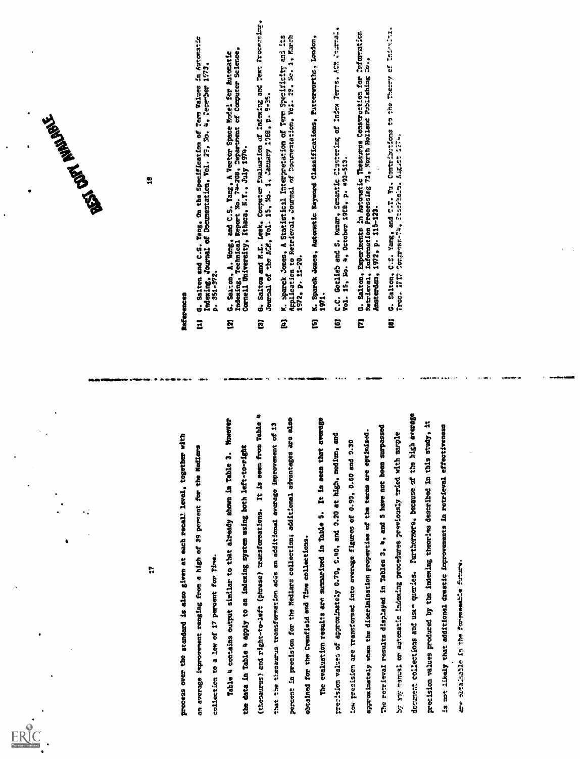process over the standard is also given at each recall level, together with an average improvement ranging from a high of 39 percent for the Medlars collection to a low of 17 percent for Time.

Table 4 contains output similar to that already shown in Table 3. However the data in Table 4 apply to an indexing system using both left-to-right (thesaurus) and right-to-left (phrase) transformations. It is seen from Table 4 that the thesaurus transformation adds an additional average improvement of 13 percent in precision for the Medlars collection; additional advantages are also obtained for the Cranfield and Time collections.

The evaluation results are summarized in Table 5. It is seen that average precision values of approximately 0.70, 0.40, and 0.20 at high, medium, and low precision are transformed into average figures of 0.90, 0.60 and 0.30 approximately when the discrimination properties of the terms are optimized. The retrieval results displayed in Tables 3, 4, and 5 have not been surpassed by any manual or automatic indexing procedures previously tried with sample document collections and user queries. Furthermore, because of the high average precision values produced by the indexing theories described in this study, it is not likely that additional drastic improvements in retrieval effectiveness are obtainable in the foreseeable future.

## References

[1] G. Salton and C.S. Yang, On the Specification of Term Values in Automatic Indexing, Journal of Documentation, Vol. 29, No. 4, December 1973, p. 351-372.

[2] G. Salton, A. Wong, and C.S. Yang, A Vector Space Model for Automatic Indexing, Technical Report No. 74-208, Department of Computer Science, Cornell University, Ithaca, N.Y., July 1974.

[3] G. Salton and M.E. Lesk, Computer Evaluation of Indexing and Text Processing, Journal of the ACM, Vol. 15, No. 1, January 1968, p. 8-36.

[4] K. Sparck Jones, A Statistical Interpretation of Term Specificity and its Application to Retrieval, Journal of Documentation, Vol. 28, No. 1, March 1972, p. 11-20.

[5] K. Sparck Jones, Automatic Keyword Classifications, Butterworths, London, 1971.

[6] C.C. Gotlieb and S. Kumar, Semantic Clustering of Index Terms, ACM Journal, Vol. 15, No. 4, October 1968, p. 493-513.

[7] G. Salton, Experiments in Automatic Thesaurus Construction for Information Retrieval, Information Processing 71, North Holland Publishing Co., Amsterdam, 1972, p. 115-123.

[8] G. Salton, C.S. Yang, and C.T. Yu, Contributions to the Theory of Indexing, Proc. IFIP Congress-74, Stockholm, August 1974.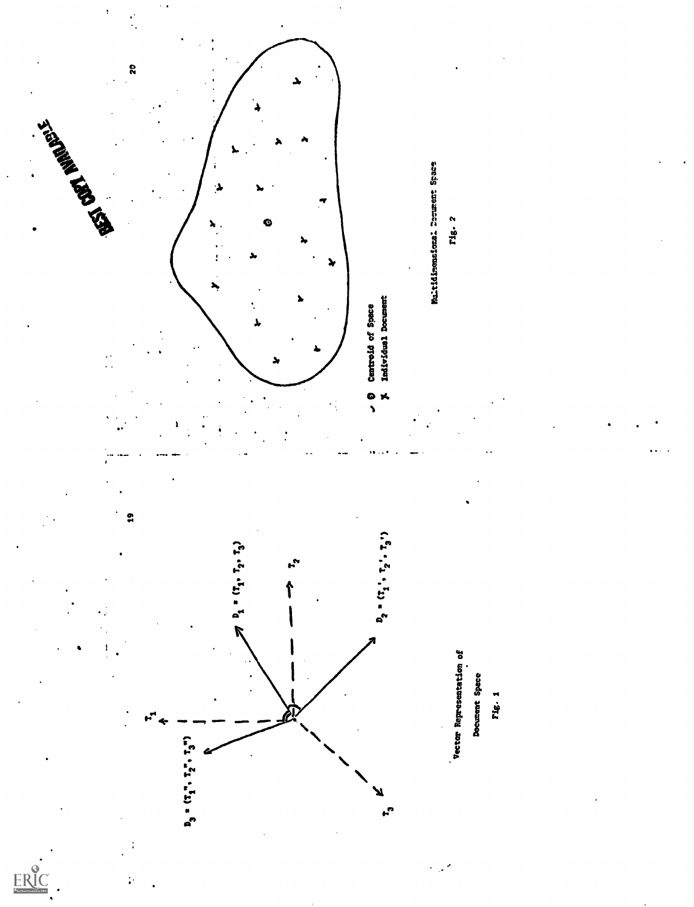$D_1 = (T_1, T_2, T_3)$

$D_2 = (T_1', T_2', T_3')$

$D_3 = (T_1'', T_2'', T_3'')$

Vector Representation of Document Space

Fig. 1

Centroid of Space

Individual Document

Multidimensional Document Space

Fig. 2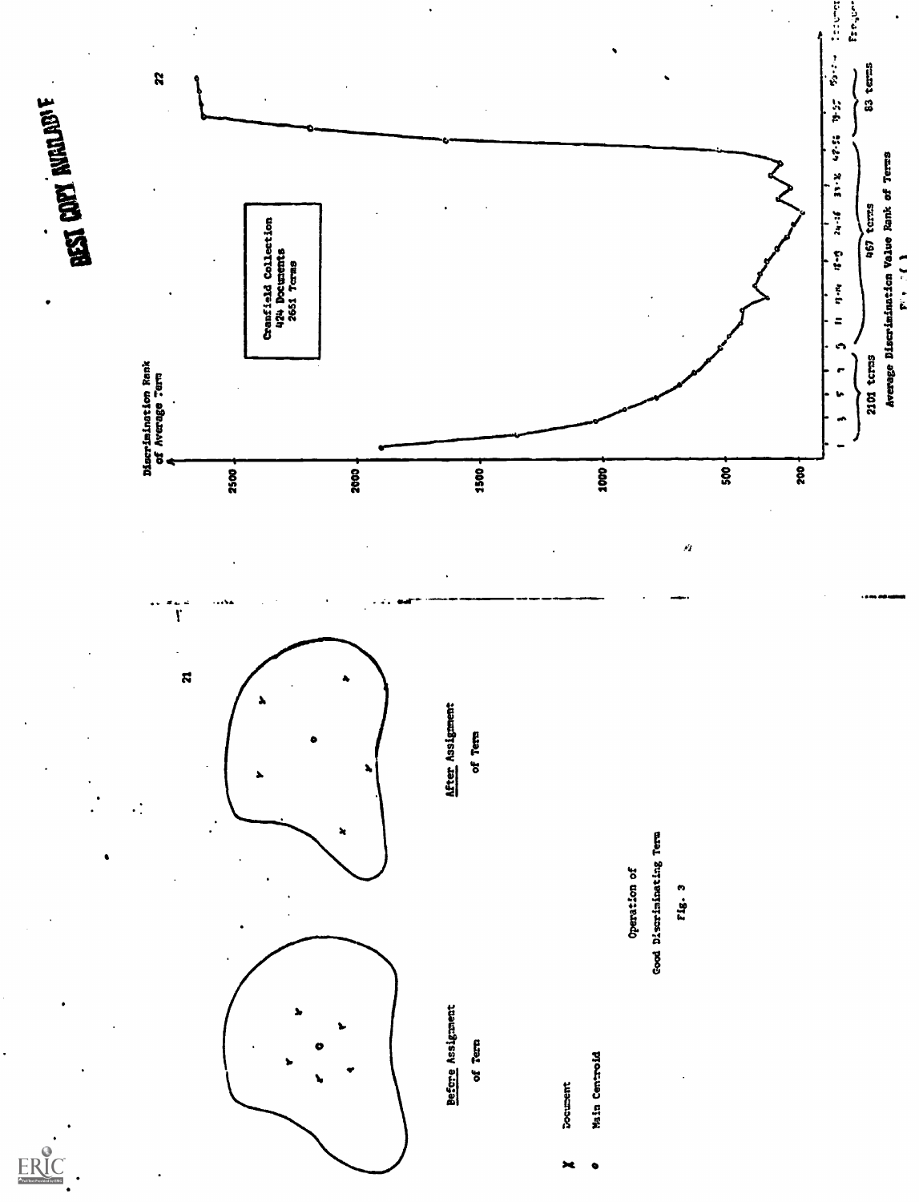Document

Main Centroid

Before Assignment of Term

After Assignment of Term

Operation of Good Discriminating Term

Fig. 3

BEST COPY AVAILABLE

Cranfield Collection
424 Documents
2651 Terms

Discrimination Rank of Average Term

Average Discrimination Value Rank of Terms

2101 terms

467 terms

83 terms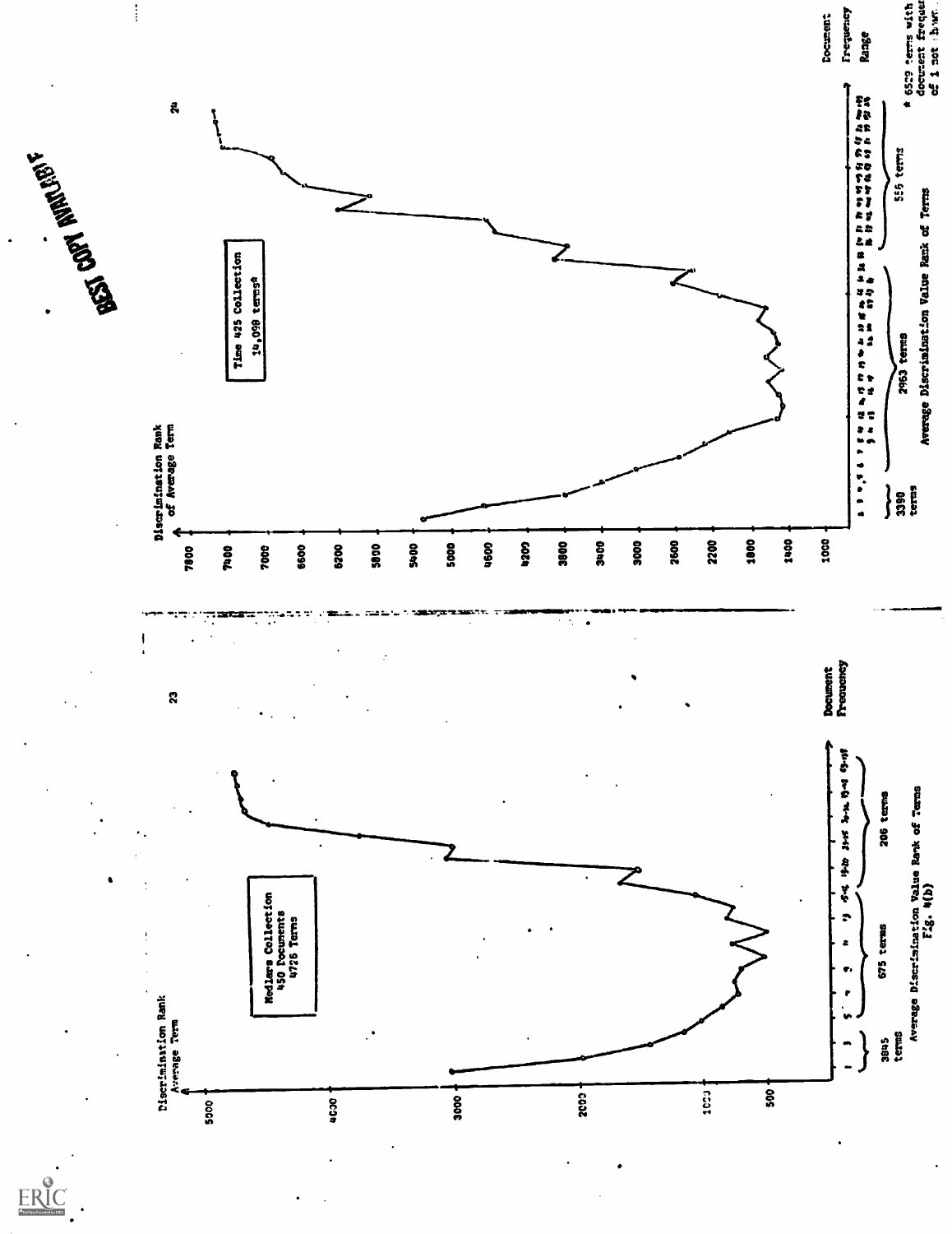Medlars Collection
450 Documents
4726 Terms

Discrimination Rank
Average Term

Document Frequency

3845 terms

675 terms

206 terms

Average Discrimination Value Rank of Terms

Fig. 4(b)

Time 425 Collection
14,098 terms*

Discrimination Rank
of Average Term

Document Frequency Range

3390 terms

2963 terms

559 terms

Average Discrimination Value Rank of Terms

* 6529 terms with document frequency of 1 not shown.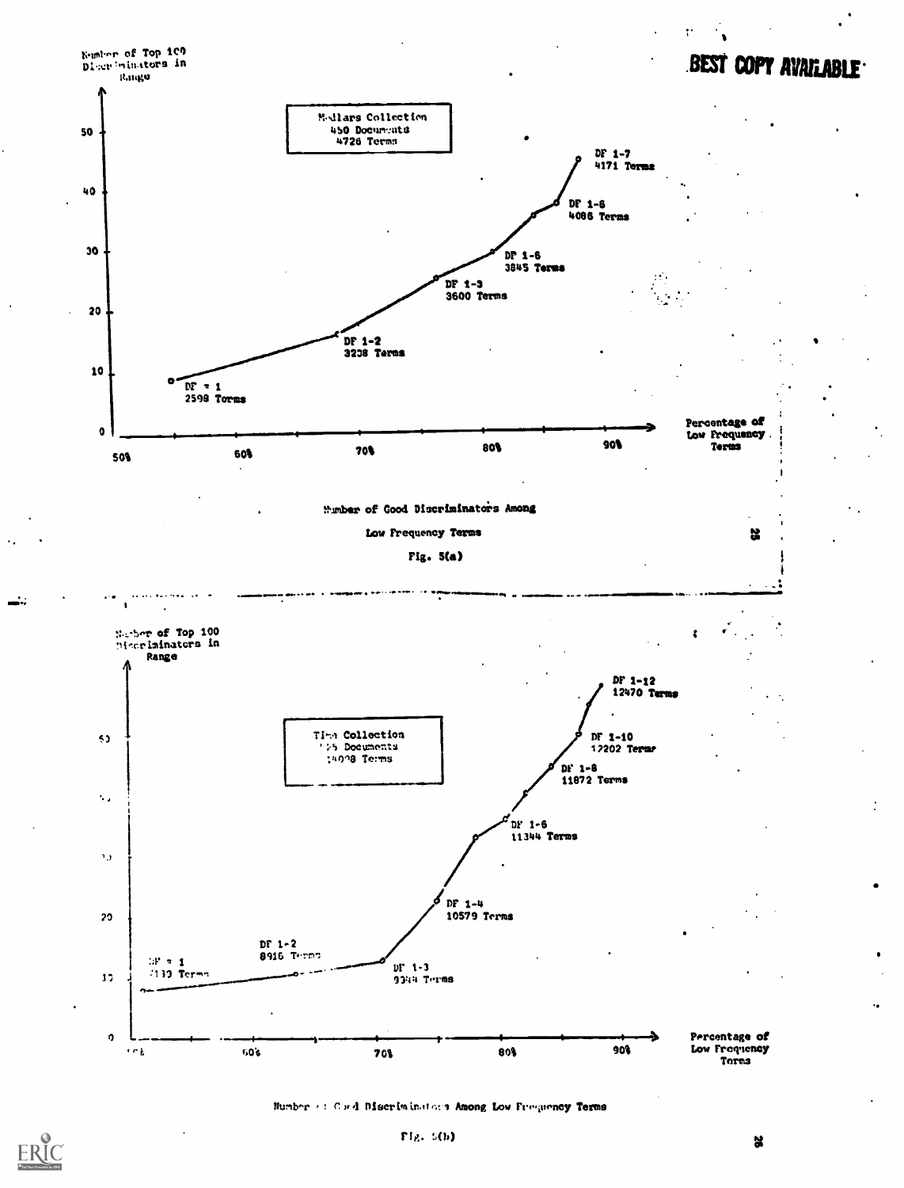Number of Top 100 Discriminators in Range

Medlars Collection
450 Documents
4726 Terms

DF 1-7
4171 Terms

DF 1-6
4086 Terms

DF 1-5
3845 Terms

DF 1-3
3600 Terms

DF 1-2
3238 Terms

DF = 1
2598 Terms

Percentage of Low Frequency Terms

Number of Good Discriminators Among Low Frequency Terms

Fig. 5(a)

Number of Top 100 Discriminators in Range

Time Collection
425 Documents
14098 Terms

DF 1-12
12470 Terms

DF 1-10
12202 Terms

DF 1-8
11872 Terms

DF 1-6
11344 Terms

DF 1-4
10579 Terms

DF 1-3
9344 Terms

DF 1-2
8916 Terms

DF = 1
7139 Terms

Percentage of Low Frequency Terms

Number of Good Discriminators Among Low Frequency Terms

Fig. 5(b)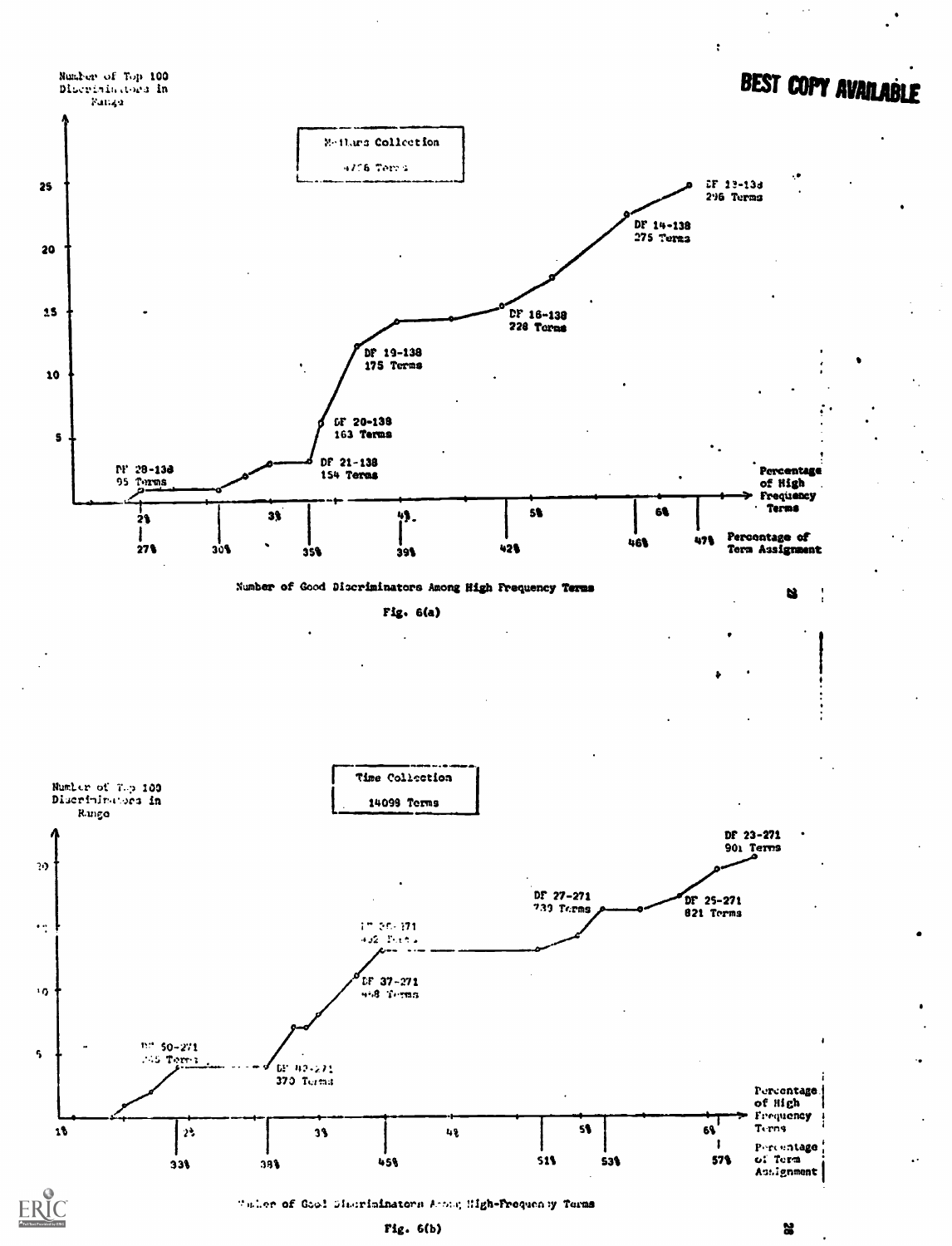BEST COPY AVAILABLE

Number of Top 100 Discriminators in Range

Medlars Collection

4726 Terms

DF 13-138 296 Terms

DF 14-138 275 Terms

DF 16-138 228 Terms

DF 19-138 175 Terms

DF 20-138 163 Terms

DF 21-138 154 Terms

DF 28-138 95 Terms

Percentage of High Frequency Terms

Percentage of Term Assignment

Number of Good Discriminators Among High Frequency Terms

Fig. 6(a)

Number of Top 100 Discriminators in Range

Time Collection

14098 Terms

DF 23-271 901 Terms

DF 27-271 739 Terms

DF 25-271 821 Terms

DF 35-271 482 Terms

DF 37-271 458 Terms

DF 50-271 345 Terms

DF 42-271 370 Terms

Percentage of High Frequency Terms

Percentage of Term Assignment

Number of Good Discriminators Among High-Frequency Terms

Fig. 6(b)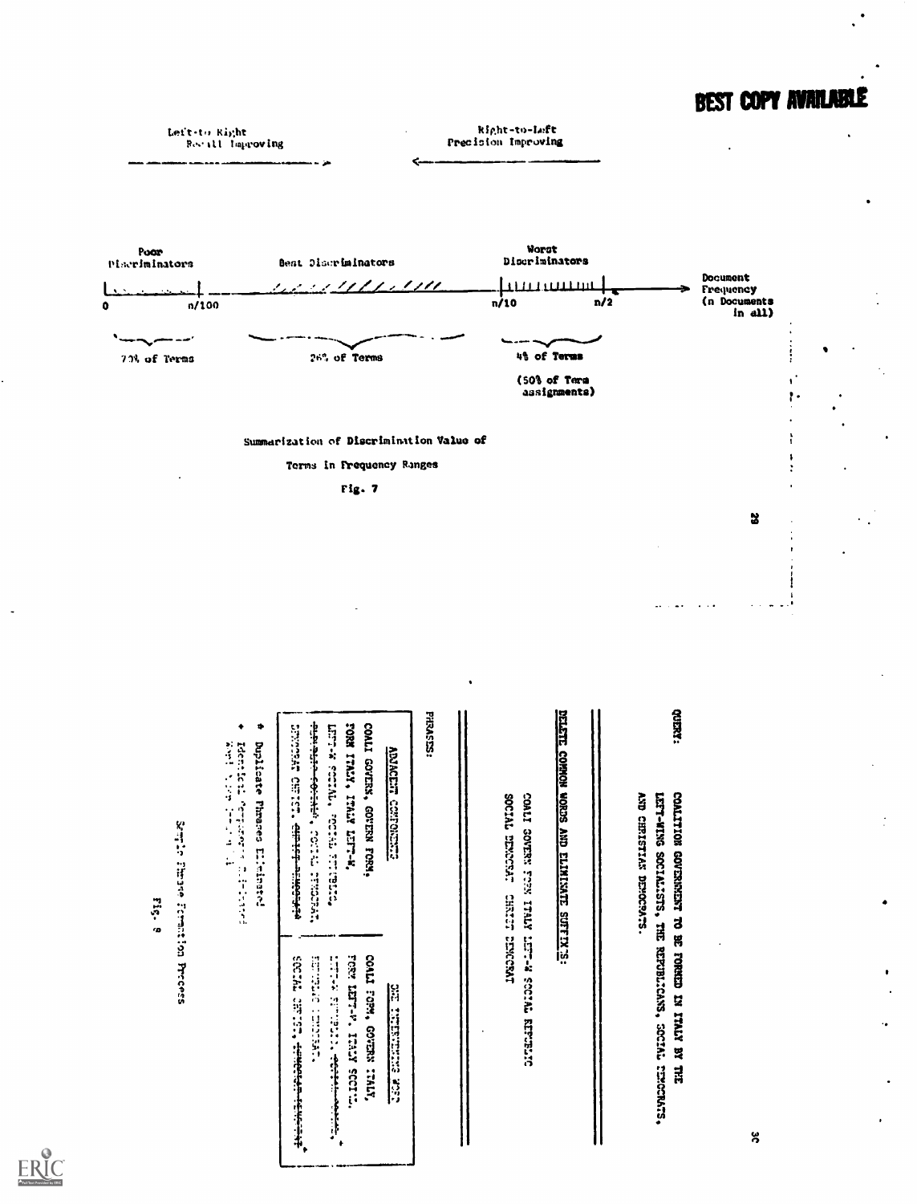Left-to-Right
Recall Improving

Right-to-Left
Precision Improving

| Poor Discriminators | Best Discriminators | Worst Discriminators |
|---|---|---|
| 0 – n/100 | | n/10 – n/2 |
| 70% of Terms | 26% of Terms | 4% of Terms (50% of Term assignments) |

Document Frequency (n Documents in all)

Summarization of Discrimination Value of Terms in Frequency Ranges

Fig. 7

---

QUERY: COALITION GOVERNMENT TO BE FORMED IN ITALY BY THE LEFT-WING SOCIALISTS, THE REPUBLICANS, SOCIAL DEMOCRATS, AND CHRISTIAN DEMOCRATS.

DELETE COMMON WORDS AND ELIMINATE SUFFIXES:

COALI GOVERN FORM ITALY LEFT-W SOCIAL REPUBLIC SOCIAL DEMOCRAT CHRIST DEMOCRAT

PHRASES:

| ADJACENT COMPONENTS | ONE INTERVENING WORD |
|---|---|
| COALI GOVERN, GOVERN FORM, | COALI FORM, GOVERN ITALY, |
| FORM ITALY, ITALY LEFT-W, | FORM LEFT-W, ITALY SOCIAL, |
| LEFT-W SOCIAL, SOCIAL REPUBLIC, | ~~LEFT-W REPUBLIC~~, ~~SOCIAL SOCIAL~~, * |
| ~~REPUBLIC SOCIAL~~*, SOCIAL DEMOCRAT, | REPUBLIC DEMOCRAT, |
| DEMOCRAT CHRIST, ~~CHRIST DEMOCRAT~~ | SOCIAL CHRIST, ~~DEMOCRAT DEMOCRAT~~* |

* Duplicate Phrases Eliminated

+ Identical Components Eliminated

Sample Phrase Formation Process

Fig. 8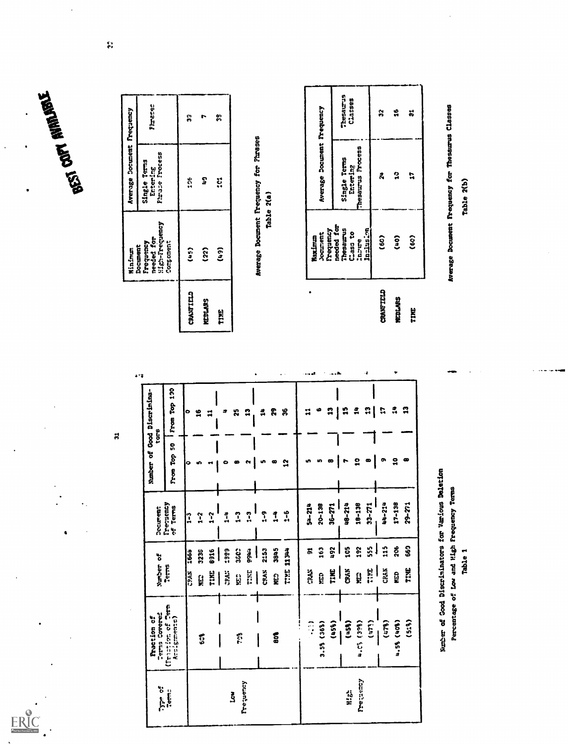| Type of Terms | Fraction of Terms Covered (Fraction of Term Assignments) | Number of Terms | | Document Frequency of Terms | Number of Good Discriminators | |
|---|---|---|---|---|---|---|
| | | | | | From Top 50 | From Top 100 |
| Low Frequency | 60% | CRAN | 1666 | 1-3 | 0 | 0 |
| | | MED | 3236 | 1-2 | 5 | 16 |
| | | TIME | 8916 | 1-2 | 1 | 11 |
| | 70% | CRAN | 1999 | 1-4 | 0 | 4 |
| | | MED | 3603 | 1-3 | 8 | 25 |
| | | TIME | 9904 | 1-3 | 2 | 13 |
| | 80% | CRAN | 2153 | 1-9 | 5 | 14 |
| | | MED | 3845 | 1-4 | 8 | 29 |
| | | TIME | 11344 | 1-6 | 12 | 36 |
| High Frequency | (...) | CRAN | 91 | 54-214 | 5 | 11 |
| | 3.5% (36%) | MED | 163 | 20-138 | 5 | 6 |
| | (45%) | TIME | 492 | 36-271 | 8 | 13 |
| | (45%) | CRAN | 105 | 48-214 | 7 | 15 |
| | 4.0% (39%) | MED | 192 | 18-138 | 10 | 14 |
| | (47%) | TIME | 555 | 33-271 | 8 | 13 |
| | (47%) | CRAN | 115 | 44-214 | 9 | 17 |
| | 4.5% (40%) | MED | 206 | 17-138 | 10 | 14 |
| | (51%) | TIME | 660 | 29-271 | 8 | 13 |

Number of Good Discriminators for Various Deletion
Percentage of Low and High Frequency Terms

Table 1

| | Minimum Document Frequency needed for High-frequency Component | Average Document Frequency | |
|---|---|---|---|
| | | Single Terms Entering Phrase Process | Phrases |
| CRANFIELD | (45) | 106 | 33 |
| MEDLARS | (22) | 49 | 7 |
| TIME | (49) | 101 | 39 |

Average Document Frequency for Phrases

Table 2(a)

| | Maximum Document Frequency needed for Thesaurus Class to Insure Inclusion | Average Document Frequency | |
|---|---|---|---|
| | | Single Terms Entering Thesaurus Process | Thesaurus Classes |
| CRANFIELD | (60) | 24 | 32 |
| MEDLARS | (40) | 10 | 16 |
| TIME | (60) | 17 | 31 |

Average Document Frequency for Thesaurus Classes

Table 2(b)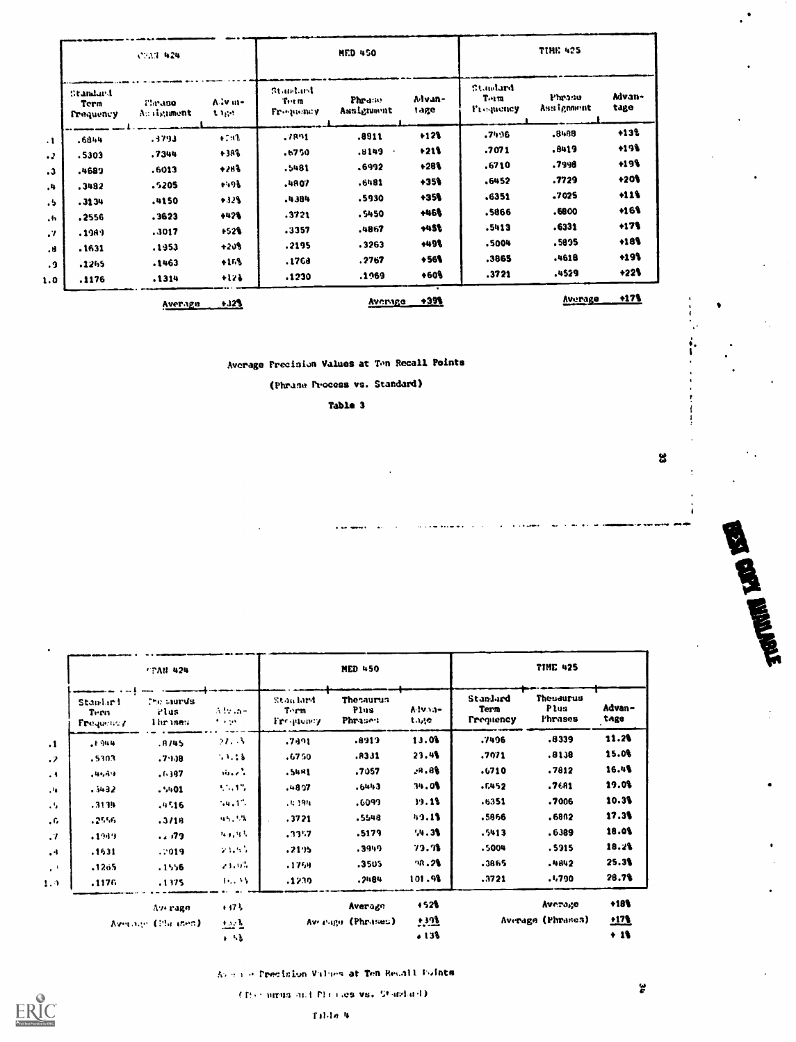| | CRAN 424 | | | MED 450 | | | TIME 425 | | |
|---|---|---|---|---|---|---|---|---|---|
| | Standard Term Frequency | Phrase Assignment | Advantage | Standard Term Frequency | Phrase Assignment | Advantage | Standard Term Frequency | Phrase Assignment | Advantage |
| .1 | .6844 | .7793 | +14% | .7891 | .8911 | +12% | .7496 | .8488 | +13% |
| .2 | .5303 | .7344 | +38% | .6750 | .8149 | +21% | .7071 | .8419 | +19% |
| .3 | .4689 | .6013 | +28% | .5481 | .6992 | +28% | .6710 | .7998 | +19% |
| .4 | .3482 | .5205 | +49% | .4807 | .6481 | +35% | .6452 | .7729 | +20% |
| .5 | .3134 | .4150 | +32% | .4384 | .5930 | +35% | .6351 | .7025 | +11% |
| .6 | .2556 | .3623 | +42% | .3721 | .5450 | +46% | .5866 | .6800 | +16% |
| .7 | .1989 | .3017 | +52% | .3357 | .4867 | +45% | .5413 | .6331 | +17% |
| .8 | .1631 | .1953 | +20% | .2195 | .3263 | +49% | .5004 | .5895 | +18% |
| .9 | .1265 | .1463 | +16% | .1768 | .2767 | +56% | .3865 | .4618 | +19% |
| 1.0 | .1176 | .1314 | +12% | .1230 | .1969 | +60% | .3721 | .4529 | +22% |
| | | Average | +32% | | Average | +39% | | Average | +17% |

Average Precision Values at Ten Recall Points

(Phrase Process vs. Standard)

Table 3

| | CRAN 424 | | | MED 450 | | | TIME 425 | | |
|---|---|---|---|---|---|---|---|---|---|
| | Standard Term Frequency | Thesaurus Plus Phrases | Advantage | Standard Term Frequency | Thesaurus Plus Phrases | Advantage | Standard Term Frequency | Thesaurus Plus Phrases | Advantage |
| .1 | .6844 | .8745 | 27.8% | .7891 | .8919 | 13.0% | .7496 | .8339 | 11.2% |
| .2 | .5303 | .7908 | 49.1% | .6750 | .8331 | 23.4% | .7071 | .8138 | 15.0% |
| .3 | .4689 | .6387 | 36.2% | .5481 | .7057 | 28.8% | .6710 | .7812 | 16.4% |
| .4 | .3482 | .5401 | 55.1% | .4807 | .6443 | 34.0% | .6452 | .7681 | 19.0% |
| .5 | .3134 | .4516 | 44.1% | .4384 | .6099 | 39.1% | .6351 | .7006 | 10.3% |
| .6 | .2556 | .3718 | 45.5% | .3721 | .5548 | 49.1% | .5866 | .6882 | 17.3% |
| .7 | .1989 | .2979 | 49.8% | .3357 | .5179 | 54.3% | .5413 | .6389 | 18.0% |
| .8 | .1631 | .2019 | 23.8% | .2195 | .3949 | 79.9% | .5004 | .5915 | 18.2% |
| .9 | .1265 | .1556 | 23.0% | .1768 | .3505 | 98.2% | .3865 | .4842 | 25.3% |
| 1.0 | .1176 | .1375 | 16.9% | .1230 | .2484 | 101.9% | .3721 | .4790 | 28.7% |
| | | Average | +37% | | Average | +52% | | Average | +18% |
| | | Average (Phrases) | +32% | | Average (Phrases) | +39% | | Average (Phrases) | +17% |
| | | | + 5% | | | + 13% | | | + 1% |

Average Precision Values at Ten Recall Points

(Thesaurus and Phrases vs. Standard)

Table 4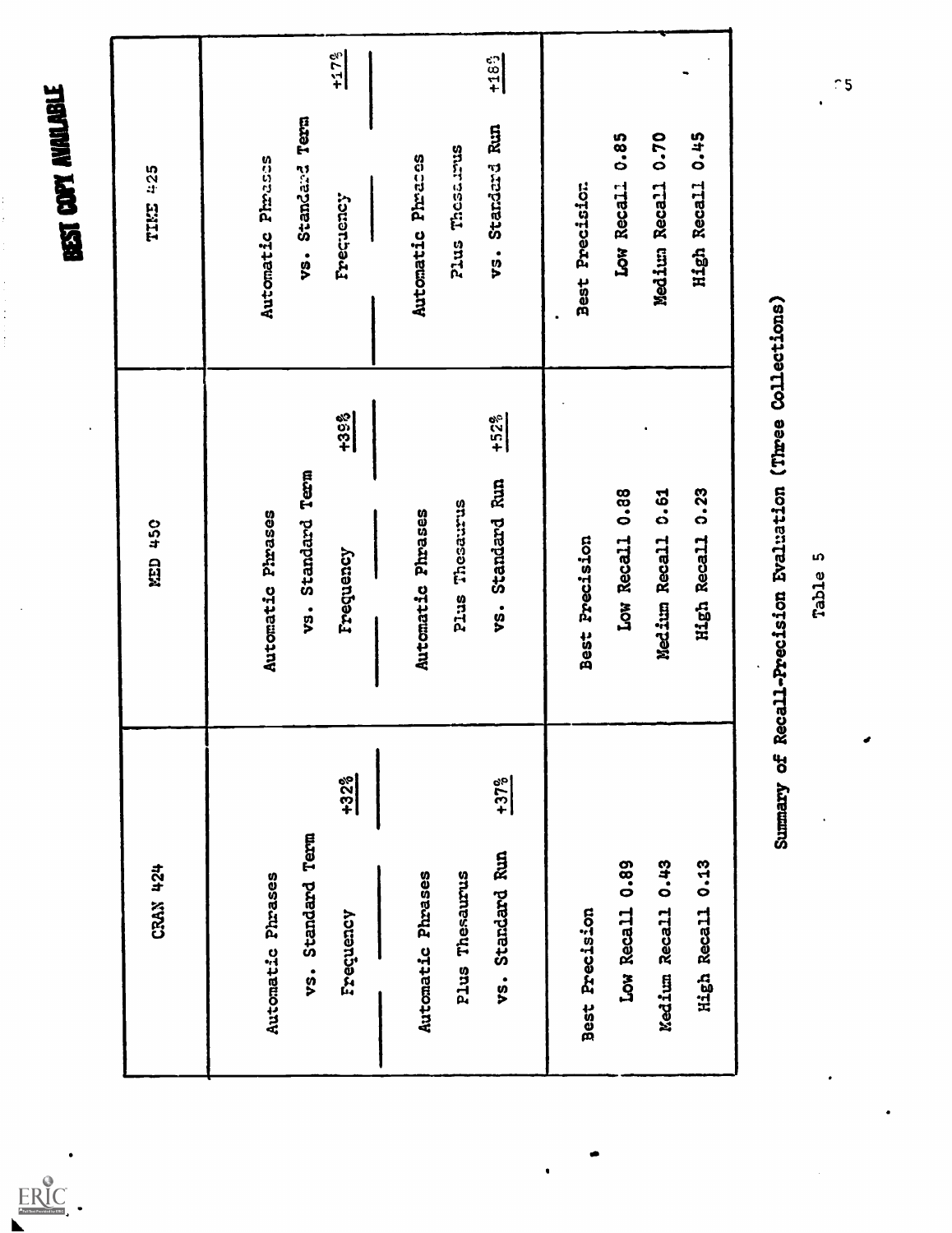| CRAN 424 | MED 450 | TIME 425 |
| --- | --- | --- |
| Automatic Phrases vs. Standard Term Frequency +32% | Automatic Phrases vs. Standard Term Frequency +39% | Automatic Phrases vs. Standard Term Frequency +17% |
| Automatic Phrases Plus Thesaurus vs. Standard Run +37% | Automatic Phrases Plus Thesaurus vs. Standard Run +52% | Automatic Phrases Plus Thesaurus vs. Standard Run +18% |
| Best Precision<br>Low Recall 0.89<br>Medium Recall 0.43<br>High Recall 0.13 | Best Precision<br>Low Recall 0.88<br>Medium Recall 0.61<br>High Recall 0.23 | Best Precision<br>Low Recall 0.85<br>Medium Recall 0.70<br>High Recall 0.45 |

Summary of Recall-Precision Evaluation (Three Collections)

Table 5